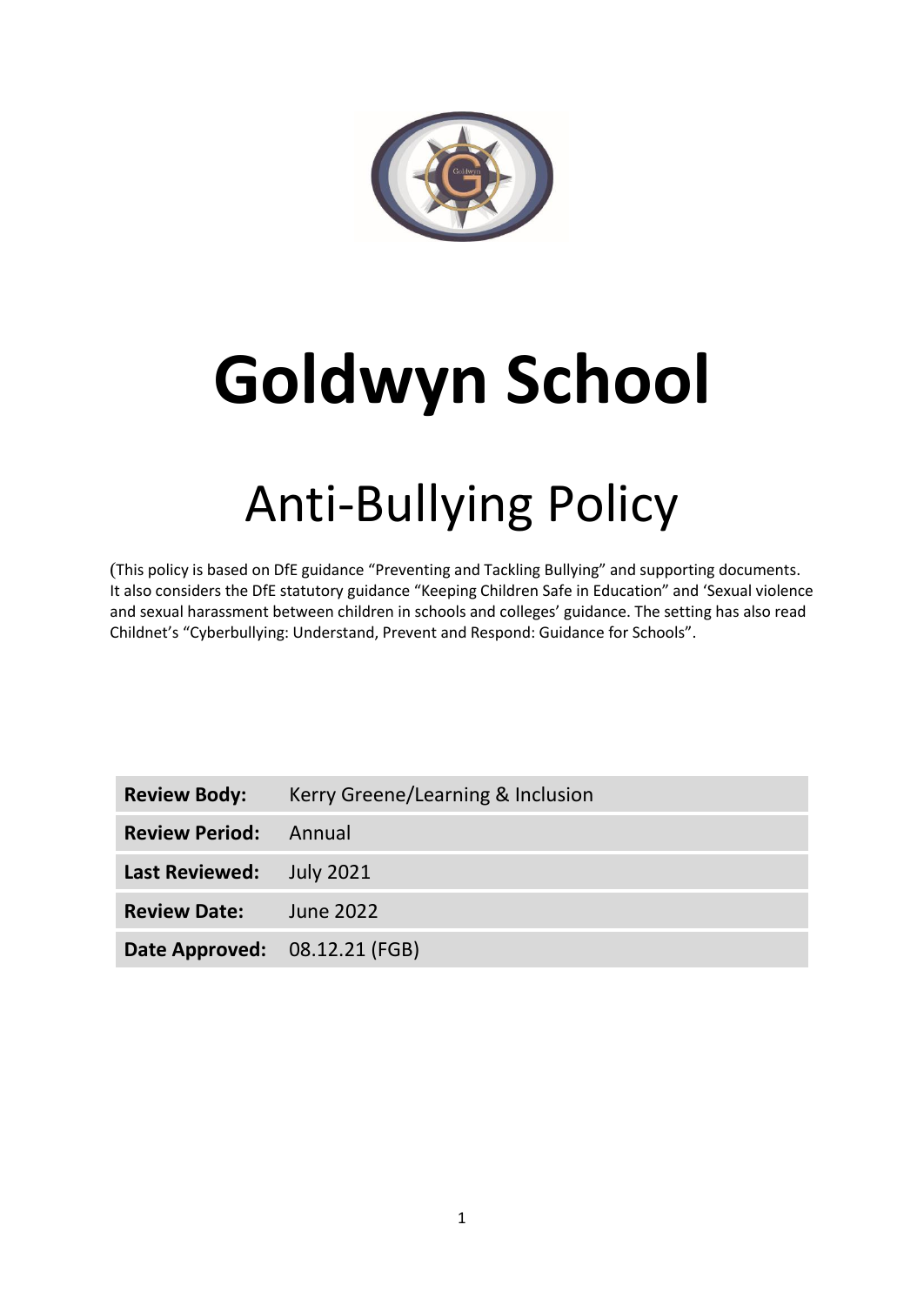# Goldwyn School

## Anti-Bullying Policy

(This policy is based on DfE guidance "Preventing and Tackling Bullying" and supporting documents. It also considers the DfE statutory guidance "Keeping Children Safe in Education" and 'Sexual violence and sexual harassment between children in schools and colleges' guidance. The setting has also read Childnet's "Cyberbullying: Understand, Prevent and Respond: Guidance for Schools".

| | |
|---|---|
| **Review Body:** | Kerry Greene/Learning & Inclusion |
| **Review Period:** | Annual |
| **Last Reviewed:** | July 2021 |
| **Review Date:** | June 2022 |
| **Date Approved:** | 08.12.21 (FGB) |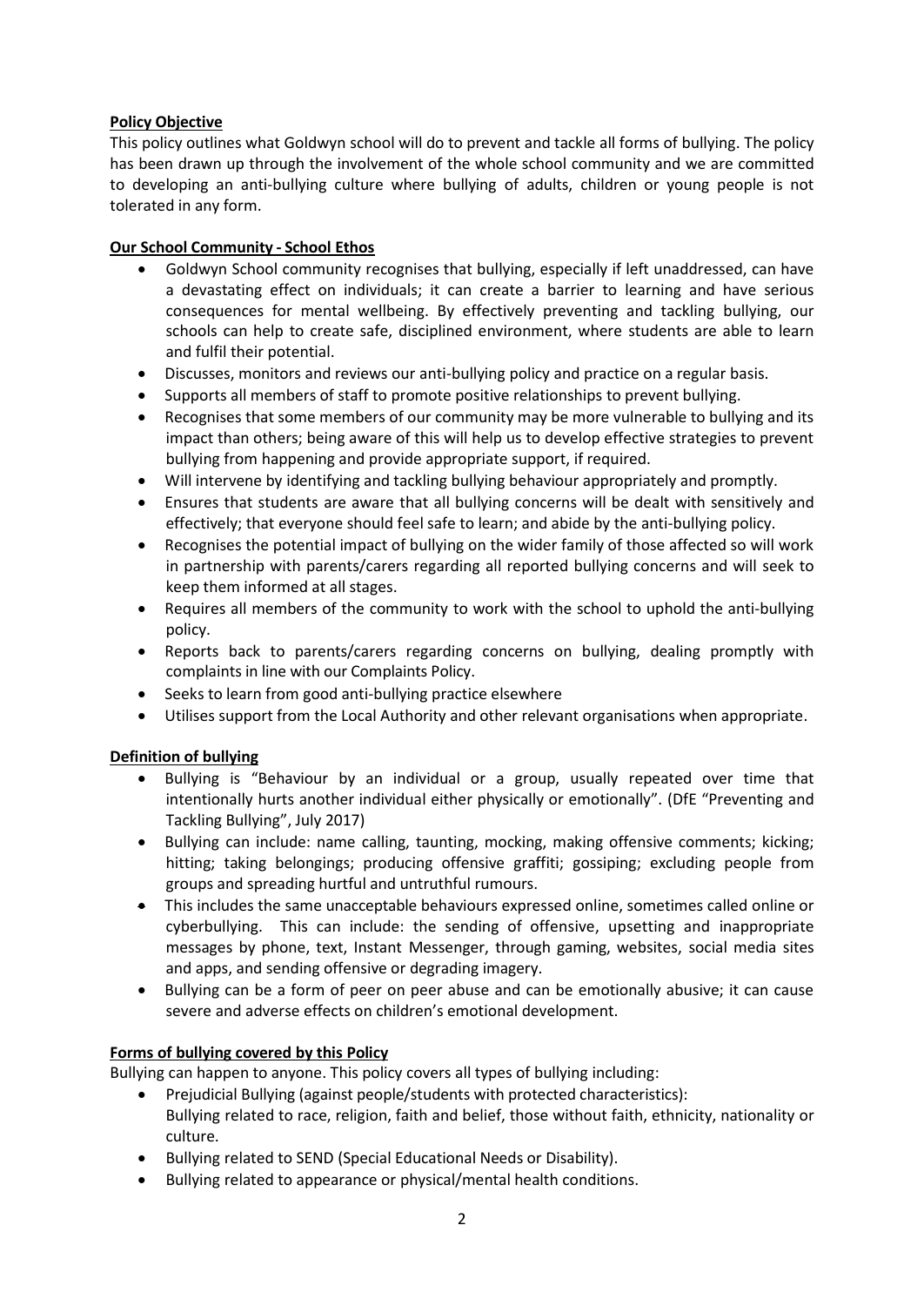**Policy Objective**

This policy outlines what Goldwyn school will do to prevent and tackle all forms of bullying. The policy has been drawn up through the involvement of the whole school community and we are committed to developing an anti-bullying culture where bullying of adults, children or young people is not tolerated in any form.

**Our School Community - School Ethos**

- Goldwyn School community recognises that bullying, especially if left unaddressed, can have a devastating effect on individuals; it can create a barrier to learning and have serious consequences for mental wellbeing. By effectively preventing and tackling bullying, our schools can help to create safe, disciplined environment, where students are able to learn and fulfil their potential.
- Discusses, monitors and reviews our anti-bullying policy and practice on a regular basis.
- Supports all members of staff to promote positive relationships to prevent bullying.
- Recognises that some members of our community may be more vulnerable to bullying and its impact than others; being aware of this will help us to develop effective strategies to prevent bullying from happening and provide appropriate support, if required.
- Will intervene by identifying and tackling bullying behaviour appropriately and promptly.
- Ensures that students are aware that all bullying concerns will be dealt with sensitively and effectively; that everyone should feel safe to learn; and abide by the anti-bullying policy.
- Recognises the potential impact of bullying on the wider family of those affected so will work in partnership with parents/carers regarding all reported bullying concerns and will seek to keep them informed at all stages.
- Requires all members of the community to work with the school to uphold the anti-bullying policy.
- Reports back to parents/carers regarding concerns on bullying, dealing promptly with complaints in line with our Complaints Policy.
- Seeks to learn from good anti-bullying practice elsewhere
- Utilises support from the Local Authority and other relevant organisations when appropriate.

**Definition of bullying**

- Bullying is "Behaviour by an individual or a group, usually repeated over time that intentionally hurts another individual either physically or emotionally". (DfE "Preventing and Tackling Bullying", July 2017)
- Bullying can include: name calling, taunting, mocking, making offensive comments; kicking; hitting; taking belongings; producing offensive graffiti; gossiping; excluding people from groups and spreading hurtful and untruthful rumours.
- This includes the same unacceptable behaviours expressed online, sometimes called online or cyberbullying. This can include: the sending of offensive, upsetting and inappropriate messages by phone, text, Instant Messenger, through gaming, websites, social media sites and apps, and sending offensive or degrading imagery.
- Bullying can be a form of peer on peer abuse and can be emotionally abusive; it can cause severe and adverse effects on children's emotional development.

**Forms of bullying covered by this Policy**

Bullying can happen to anyone. This policy covers all types of bullying including:

- Prejudicial Bullying (against people/students with protected characteristics):
  Bullying related to race, religion, faith and belief, those without faith, ethnicity, nationality or culture.
- Bullying related to SEND (Special Educational Needs or Disability).
- Bullying related to appearance or physical/mental health conditions.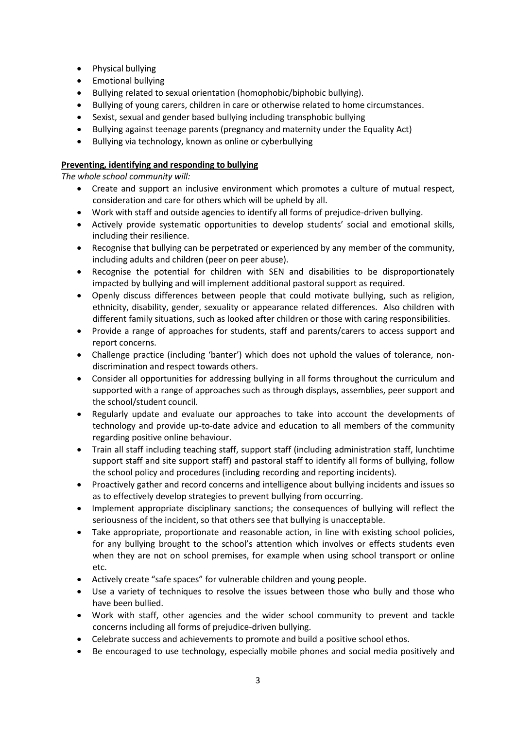- Physical bullying
- Emotional bullying
- Bullying related to sexual orientation (homophobic/biphobic bullying).
- Bullying of young carers, children in care or otherwise related to home circumstances.
- Sexist, sexual and gender based bullying including transphobic bullying
- Bullying against teenage parents (pregnancy and maternity under the Equality Act)
- Bullying via technology, known as online or cyberbullying

**Preventing, identifying and responding to bullying**

*The whole school community will:*

- Create and support an inclusive environment which promotes a culture of mutual respect, consideration and care for others which will be upheld by all.
- Work with staff and outside agencies to identify all forms of prejudice-driven bullying.
- Actively provide systematic opportunities to develop students' social and emotional skills, including their resilience.
- Recognise that bullying can be perpetrated or experienced by any member of the community, including adults and children (peer on peer abuse).
- Recognise the potential for children with SEN and disabilities to be disproportionately impacted by bullying and will implement additional pastoral support as required.
- Openly discuss differences between people that could motivate bullying, such as religion, ethnicity, disability, gender, sexuality or appearance related differences. Also children with different family situations, such as looked after children or those with caring responsibilities.
- Provide a range of approaches for students, staff and parents/carers to access support and report concerns.
- Challenge practice (including 'banter') which does not uphold the values of tolerance, non-discrimination and respect towards others.
- Consider all opportunities for addressing bullying in all forms throughout the curriculum and supported with a range of approaches such as through displays, assemblies, peer support and the school/student council.
- Regularly update and evaluate our approaches to take into account the developments of technology and provide up-to-date advice and education to all members of the community regarding positive online behaviour.
- Train all staff including teaching staff, support staff (including administration staff, lunchtime support staff and site support staff) and pastoral staff to identify all forms of bullying, follow the school policy and procedures (including recording and reporting incidents).
- Proactively gather and record concerns and intelligence about bullying incidents and issues so as to effectively develop strategies to prevent bullying from occurring.
- Implement appropriate disciplinary sanctions; the consequences of bullying will reflect the seriousness of the incident, so that others see that bullying is unacceptable.
- Take appropriate, proportionate and reasonable action, in line with existing school policies, for any bullying brought to the school's attention which involves or effects students even when they are not on school premises, for example when using school transport or online etc.
- Actively create "safe spaces" for vulnerable children and young people.
- Use a variety of techniques to resolve the issues between those who bully and those who have been bullied.
- Work with staff, other agencies and the wider school community to prevent and tackle concerns including all forms of prejudice-driven bullying.
- Celebrate success and achievements to promote and build a positive school ethos.
- Be encouraged to use technology, especially mobile phones and social media positively and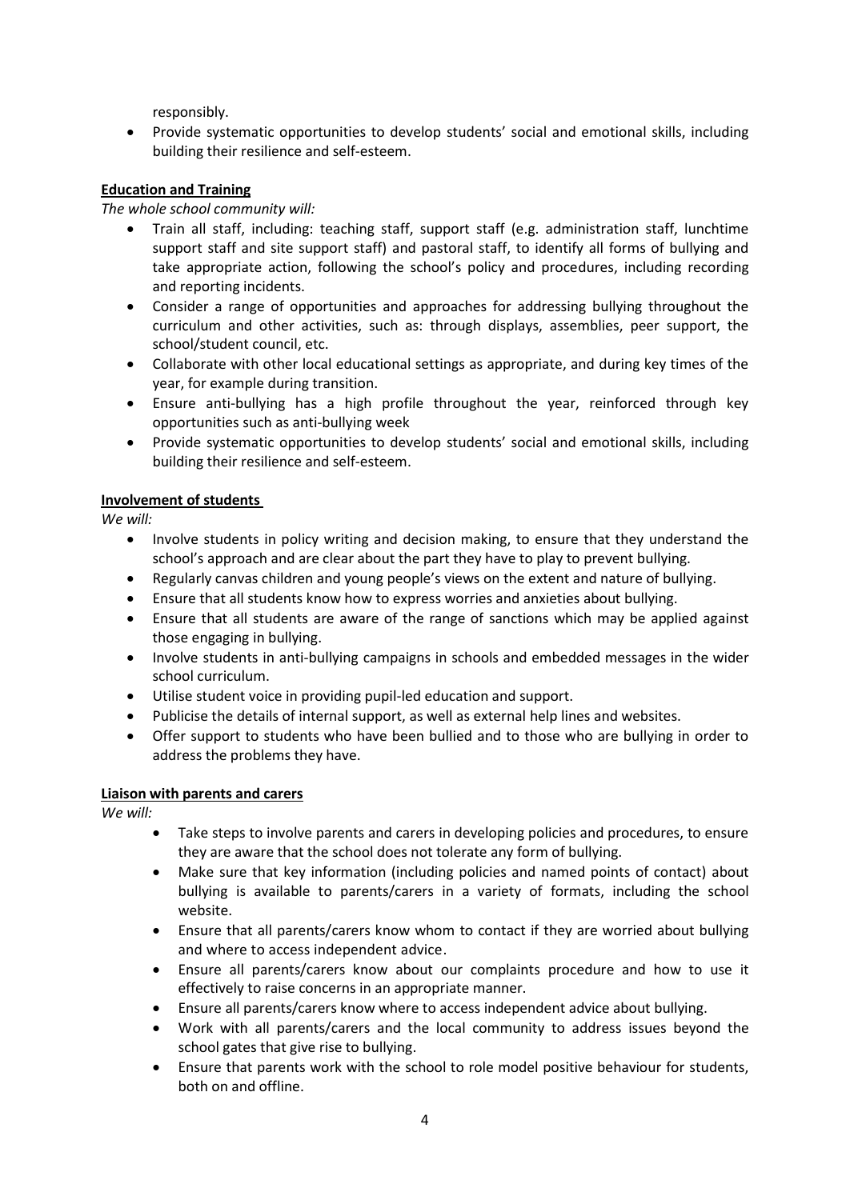responsibly.

- Provide systematic opportunities to develop students' social and emotional skills, including building their resilience and self-esteem.

**Education and Training**

*The whole school community will:*

- Train all staff, including: teaching staff, support staff (e.g. administration staff, lunchtime support staff and site support staff) and pastoral staff, to identify all forms of bullying and take appropriate action, following the school's policy and procedures, including recording and reporting incidents.
- Consider a range of opportunities and approaches for addressing bullying throughout the curriculum and other activities, such as: through displays, assemblies, peer support, the school/student council, etc.
- Collaborate with other local educational settings as appropriate, and during key times of the year, for example during transition.
- Ensure anti-bullying has a high profile throughout the year, reinforced through key opportunities such as anti-bullying week
- Provide systematic opportunities to develop students' social and emotional skills, including building their resilience and self-esteem.

**Involvement of students**

*We will:*

- Involve students in policy writing and decision making, to ensure that they understand the school's approach and are clear about the part they have to play to prevent bullying.
- Regularly canvas children and young people's views on the extent and nature of bullying.
- Ensure that all students know how to express worries and anxieties about bullying.
- Ensure that all students are aware of the range of sanctions which may be applied against those engaging in bullying.
- Involve students in anti-bullying campaigns in schools and embedded messages in the wider school curriculum.
- Utilise student voice in providing pupil-led education and support.
- Publicise the details of internal support, as well as external help lines and websites.
- Offer support to students who have been bullied and to those who are bullying in order to address the problems they have.

**Liaison with parents and carers**

*We will:*

- Take steps to involve parents and carers in developing policies and procedures, to ensure they are aware that the school does not tolerate any form of bullying.
- Make sure that key information (including policies and named points of contact) about bullying is available to parents/carers in a variety of formats, including the school website.
- Ensure that all parents/carers know whom to contact if they are worried about bullying and where to access independent advice.
- Ensure all parents/carers know about our complaints procedure and how to use it effectively to raise concerns in an appropriate manner.
- Ensure all parents/carers know where to access independent advice about bullying.
- Work with all parents/carers and the local community to address issues beyond the school gates that give rise to bullying.
- Ensure that parents work with the school to role model positive behaviour for students, both on and offline.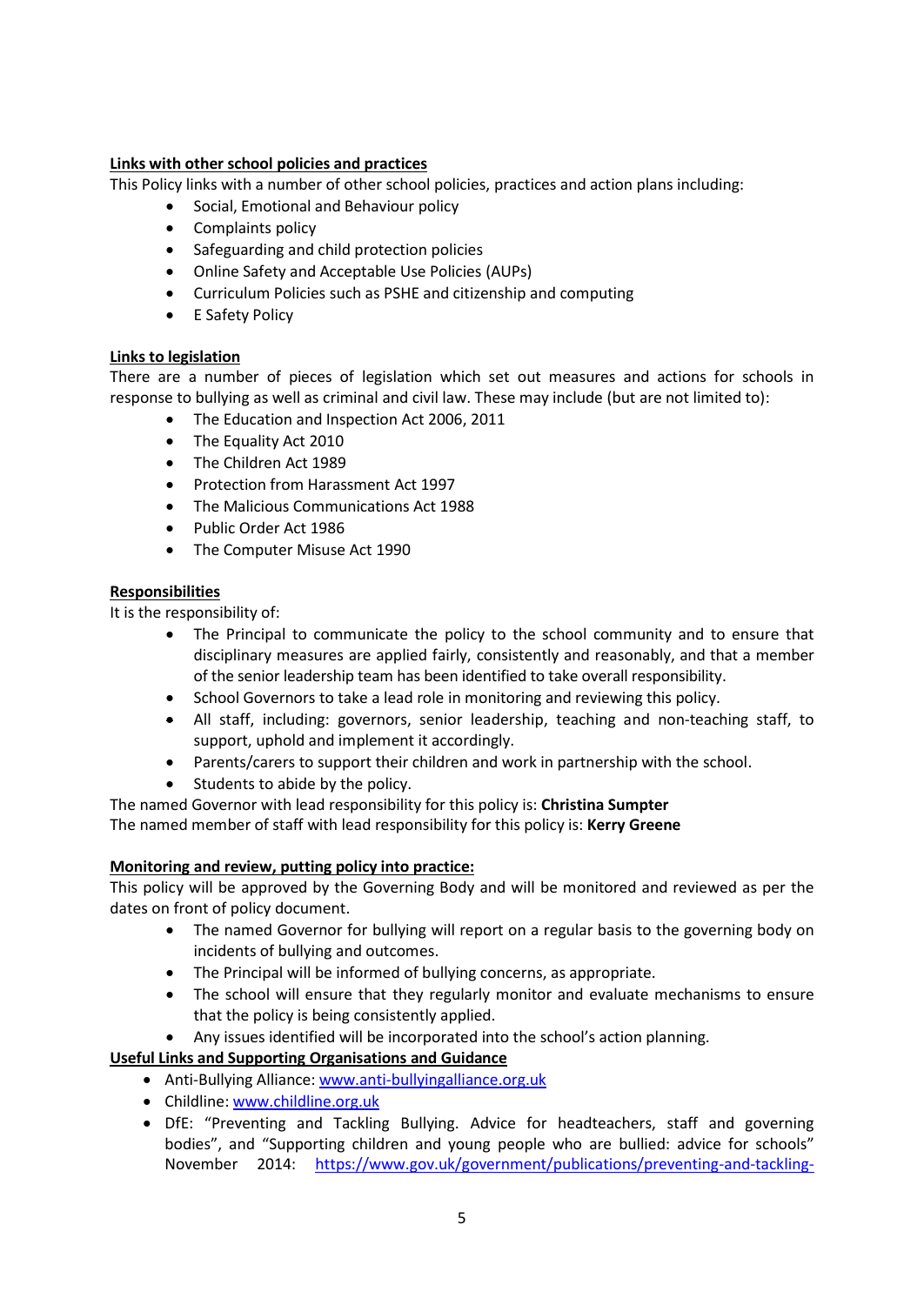**Links with other school policies and practices**

This Policy links with a number of other school policies, practices and action plans including:

- Social, Emotional and Behaviour policy
- Complaints policy
- Safeguarding and child protection policies
- Online Safety and Acceptable Use Policies (AUPs)
- Curriculum Policies such as PSHE and citizenship and computing
- E Safety Policy

**Links to legislation**

There are a number of pieces of legislation which set out measures and actions for schools in response to bullying as well as criminal and civil law. These may include (but are not limited to):

- The Education and Inspection Act 2006, 2011
- The Equality Act 2010
- The Children Act 1989
- Protection from Harassment Act 1997
- The Malicious Communications Act 1988
- Public Order Act 1986
- The Computer Misuse Act 1990

**Responsibilities**

It is the responsibility of:

- The Principal to communicate the policy to the school community and to ensure that disciplinary measures are applied fairly, consistently and reasonably, and that a member of the senior leadership team has been identified to take overall responsibility.
- School Governors to take a lead role in monitoring and reviewing this policy.
- All staff, including: governors, senior leadership, teaching and non-teaching staff, to support, uphold and implement it accordingly.
- Parents/carers to support their children and work in partnership with the school.
- Students to abide by the policy.

The named Governor with lead responsibility for this policy is: **Christina Sumpter**
The named member of staff with lead responsibility for this policy is: **Kerry Greene**

**Monitoring and review, putting policy into practice:**

This policy will be approved by the Governing Body and will be monitored and reviewed as per the dates on front of policy document.

- The named Governor for bullying will report on a regular basis to the governing body on incidents of bullying and outcomes.
- The Principal will be informed of bullying concerns, as appropriate.
- The school will ensure that they regularly monitor and evaluate mechanisms to ensure that the policy is being consistently applied.
- Any issues identified will be incorporated into the school's action planning.

**Useful Links and Supporting Organisations and Guidance**

- Anti-Bullying Alliance: www.anti-bullyingalliance.org.uk
- Childline: www.childline.org.uk
- DfE: "Preventing and Tackling Bullying. Advice for headteachers, staff and governing bodies", and "Supporting children and young people who are bullied: advice for schools" November 2014: https://www.gov.uk/government/publications/preventing-and-tackling-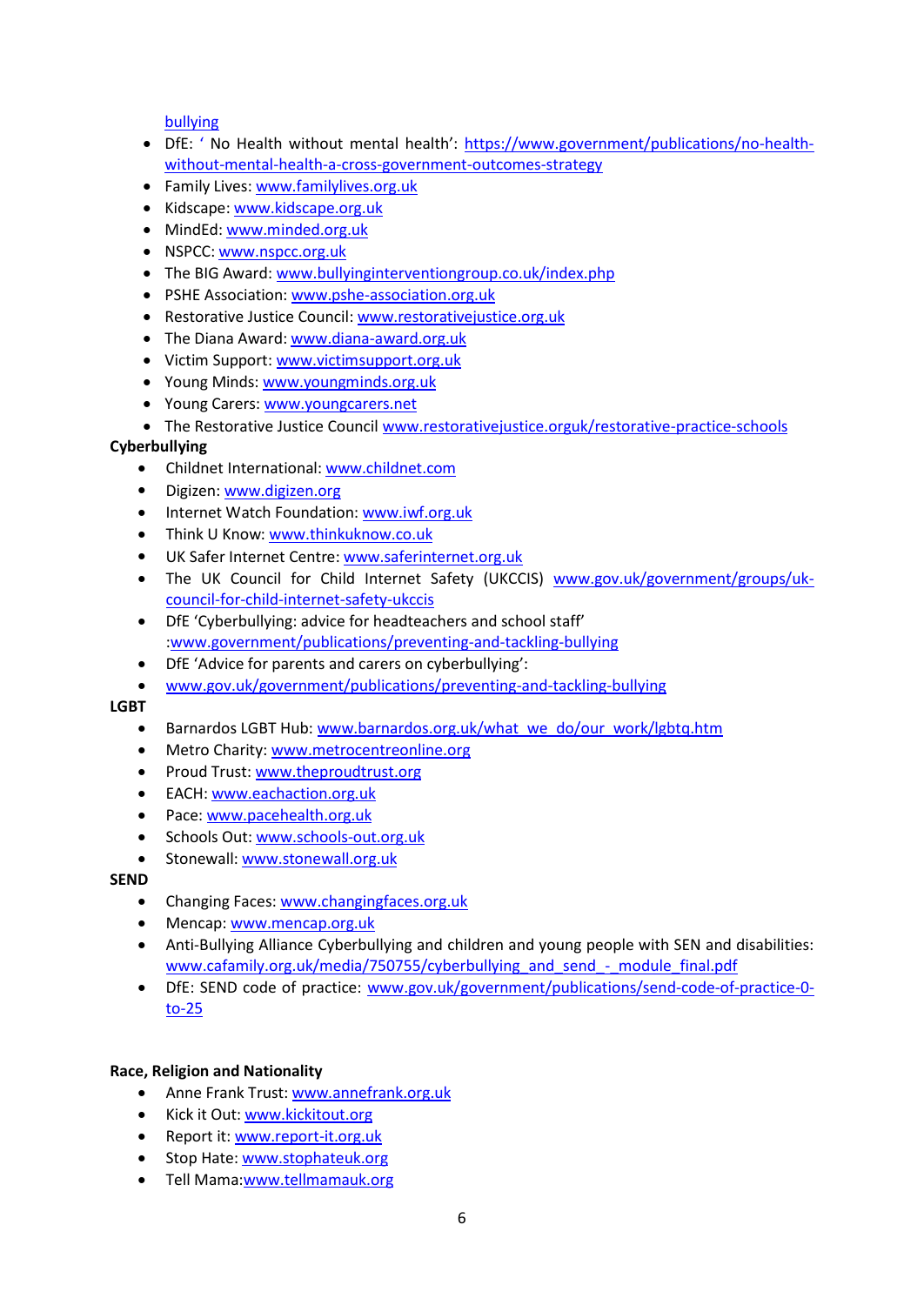bullying

- DfE: ' No Health without mental health': https://www.government/publications/no-health-without-mental-health-a-cross-government-outcomes-strategy
- Family Lives: www.familylives.org.uk
- Kidscape: www.kidscape.org.uk
- MindEd: www.minded.org.uk
- NSPCC: www.nspcc.org.uk
- The BIG Award: www.bullyinginterventiongroup.co.uk/index.php
- PSHE Association: www.pshe-association.org.uk
- Restorative Justice Council: www.restorativejustice.org.uk
- The Diana Award: www.diana-award.org.uk
- Victim Support: www.victimsupport.org.uk
- Young Minds: www.youngminds.org.uk
- Young Carers: www.youngcarers.net
- The Restorative Justice Council www.restorativejustice.orguk/restorative-practice-schools

**Cyberbullying**

- Childnet International: www.childnet.com
- Digizen: www.digizen.org
- Internet Watch Foundation: www.iwf.org.uk
- Think U Know: www.thinkuknow.co.uk
- UK Safer Internet Centre: www.saferinternet.org.uk
- The UK Council for Child Internet Safety (UKCCIS) www.gov.uk/government/groups/uk-council-for-child-internet-safety-ukccis
- DfE 'Cyberbullying: advice for headteachers and school staff' :www.government/publications/preventing-and-tackling-bullying
- DfE 'Advice for parents and carers on cyberbullying':
- www.gov.uk/government/publications/preventing-and-tackling-bullying

**LGBT**

- Barnardos LGBT Hub: www.barnardos.org.uk/what_we_do/our_work/lgbtq.htm
- Metro Charity: www.metrocentreonline.org
- Proud Trust: www.theproudtrust.org
- EACH: www.eachaction.org.uk
- Pace: www.pacehealth.org.uk
- Schools Out: www.schools-out.org.uk
- Stonewall: www.stonewall.org.uk

**SEND**

- Changing Faces: www.changingfaces.org.uk
- Mencap: www.mencap.org.uk
- Anti-Bullying Alliance Cyberbullying and children and young people with SEN and disabilities: www.cafamily.org.uk/media/750755/cyberbullying_and_send_-_module_final.pdf
- DfE: SEND code of practice: www.gov.uk/government/publications/send-code-of-practice-0-to-25

**Race, Religion and Nationality**

- Anne Frank Trust: www.annefrank.org.uk
- Kick it Out: www.kickitout.org
- Report it: www.report-it.org.uk
- Stop Hate: www.stophateuk.org
- Tell Mama:www.tellmamauk.org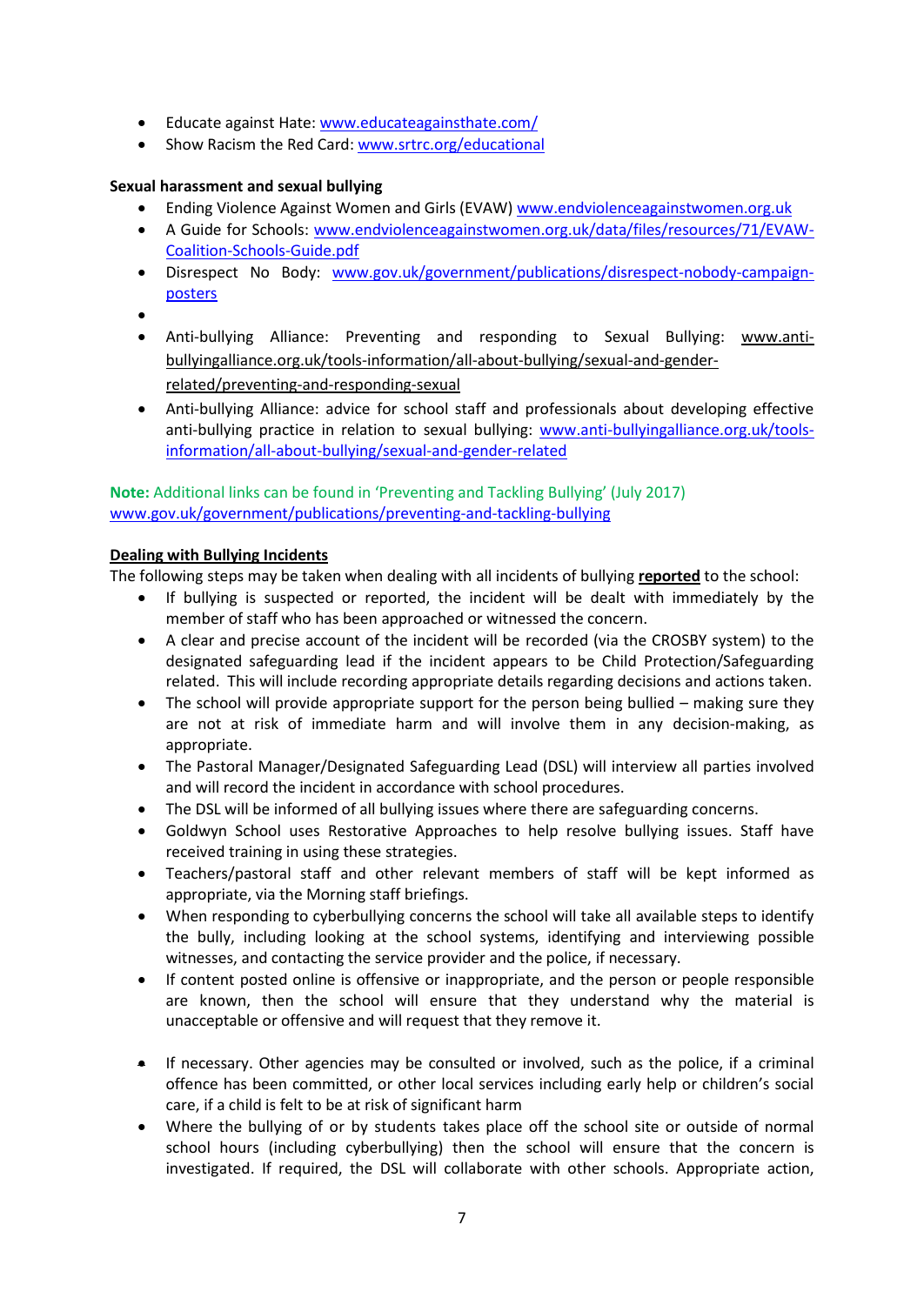- Educate against Hate: www.educateagainsthate.com/
- Show Racism the Red Card: www.srtrc.org/educational

**Sexual harassment and sexual bullying**

- Ending Violence Against Women and Girls (EVAW) www.endviolenceagainstwomen.org.uk
- A Guide for Schools: www.endviolenceagainstwomen.org.uk/data/files/resources/71/EVAW-Coalition-Schools-Guide.pdf
- Disrespect No Body: www.gov.uk/government/publications/disrespect-nobody-campaign-posters
- 
- Anti-bullying Alliance: Preventing and responding to Sexual Bullying: www.anti-bullyingalliance.org.uk/tools-information/all-about-bullying/sexual-and-gender-related/preventing-and-responding-sexual
- Anti-bullying Alliance: advice for school staff and professionals about developing effective anti-bullying practice in relation to sexual bullying: www.anti-bullyingalliance.org.uk/tools-information/all-about-bullying/sexual-and-gender-related

**Note:** Additional links can be found in 'Preventing and Tackling Bullying' (July 2017) www.gov.uk/government/publications/preventing-and-tackling-bullying

**Dealing with Bullying Incidents**

The following steps may be taken when dealing with all incidents of bullying **reported** to the school:

- If bullying is suspected or reported, the incident will be dealt with immediately by the member of staff who has been approached or witnessed the concern.
- A clear and precise account of the incident will be recorded (via the CROSBY system) to the designated safeguarding lead if the incident appears to be Child Protection/Safeguarding related. This will include recording appropriate details regarding decisions and actions taken.
- The school will provide appropriate support for the person being bullied – making sure they are not at risk of immediate harm and will involve them in any decision-making, as appropriate.
- The Pastoral Manager/Designated Safeguarding Lead (DSL) will interview all parties involved and will record the incident in accordance with school procedures.
- The DSL will be informed of all bullying issues where there are safeguarding concerns.
- Goldwyn School uses Restorative Approaches to help resolve bullying issues. Staff have received training in using these strategies.
- Teachers/pastoral staff and other relevant members of staff will be kept informed as appropriate, via the Morning staff briefings.
- When responding to cyberbullying concerns the school will take all available steps to identify the bully, including looking at the school systems, identifying and interviewing possible witnesses, and contacting the service provider and the police, if necessary.
- If content posted online is offensive or inappropriate, and the person or people responsible are known, then the school will ensure that they understand why the material is unacceptable or offensive and will request that they remove it.
- If necessary. Other agencies may be consulted or involved, such as the police, if a criminal offence has been committed, or other local services including early help or children's social care, if a child is felt to be at risk of significant harm
- Where the bullying of or by students takes place off the school site or outside of normal school hours (including cyberbullying) then the school will ensure that the concern is investigated. If required, the DSL will collaborate with other schools. Appropriate action,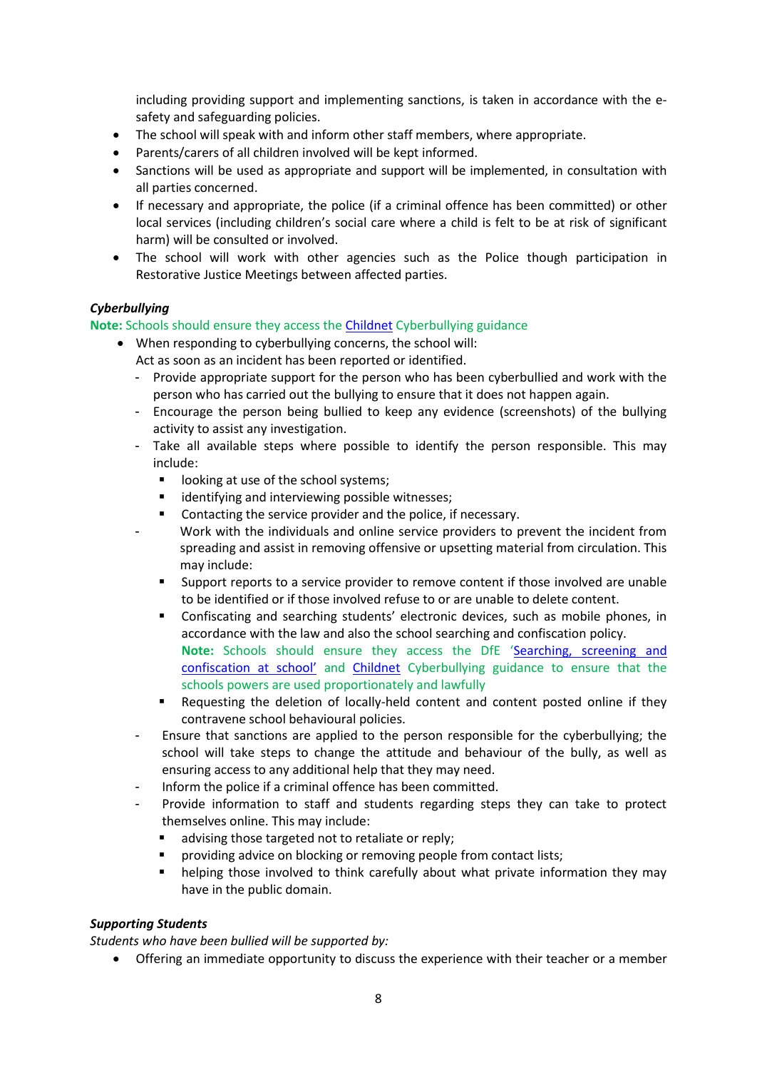including providing support and implementing sanctions, is taken in accordance with the e-safety and safeguarding policies.

- The school will speak with and inform other staff members, where appropriate.
- Parents/carers of all children involved will be kept informed.
- Sanctions will be used as appropriate and support will be implemented, in consultation with all parties concerned.
- If necessary and appropriate, the police (if a criminal offence has been committed) or other local services (including children's social care where a child is felt to be at risk of significant harm) will be consulted or involved.
- The school will work with other agencies such as the Police though participation in Restorative Justice Meetings between affected parties.

***Cyberbullying***

**Note:** Schools should ensure they access the Childnet Cyberbullying guidance

- When responding to cyberbullying concerns, the school will:
  Act as soon as an incident has been reported or identified.
  - Provide appropriate support for the person who has been cyberbullied and work with the person who has carried out the bullying to ensure that it does not happen again.
  - Encourage the person being bullied to keep any evidence (screenshots) of the bullying activity to assist any investigation.
  - Take all available steps where possible to identify the person responsible. This may include:
    - looking at use of the school systems;
    - identifying and interviewing possible witnesses;
    - Contacting the service provider and the police, if necessary.
  - Work with the individuals and online service providers to prevent the incident from spreading and assist in removing offensive or upsetting material from circulation. This may include:
    - Support reports to a service provider to remove content if those involved are unable to be identified or if those involved refuse to or are unable to delete content.
    - Confiscating and searching students' electronic devices, such as mobile phones, in accordance with the law and also the school searching and confiscation policy.
      **Note:** Schools should ensure they access the DfE 'Searching, screening and confiscation at school' and Childnet Cyberbullying guidance to ensure that the schools powers are used proportionately and lawfully
    - Requesting the deletion of locally-held content and content posted online if they contravene school behavioural policies.
  - Ensure that sanctions are applied to the person responsible for the cyberbullying; the school will take steps to change the attitude and behaviour of the bully, as well as ensuring access to any additional help that they may need.
  - Inform the police if a criminal offence has been committed.
  - Provide information to staff and students regarding steps they can take to protect themselves online. This may include:
    - advising those targeted not to retaliate or reply;
    - providing advice on blocking or removing people from contact lists;
    - helping those involved to think carefully about what private information they may have in the public domain.

***Supporting Students***

*Students who have been bullied will be supported by:*

- Offering an immediate opportunity to discuss the experience with their teacher or a member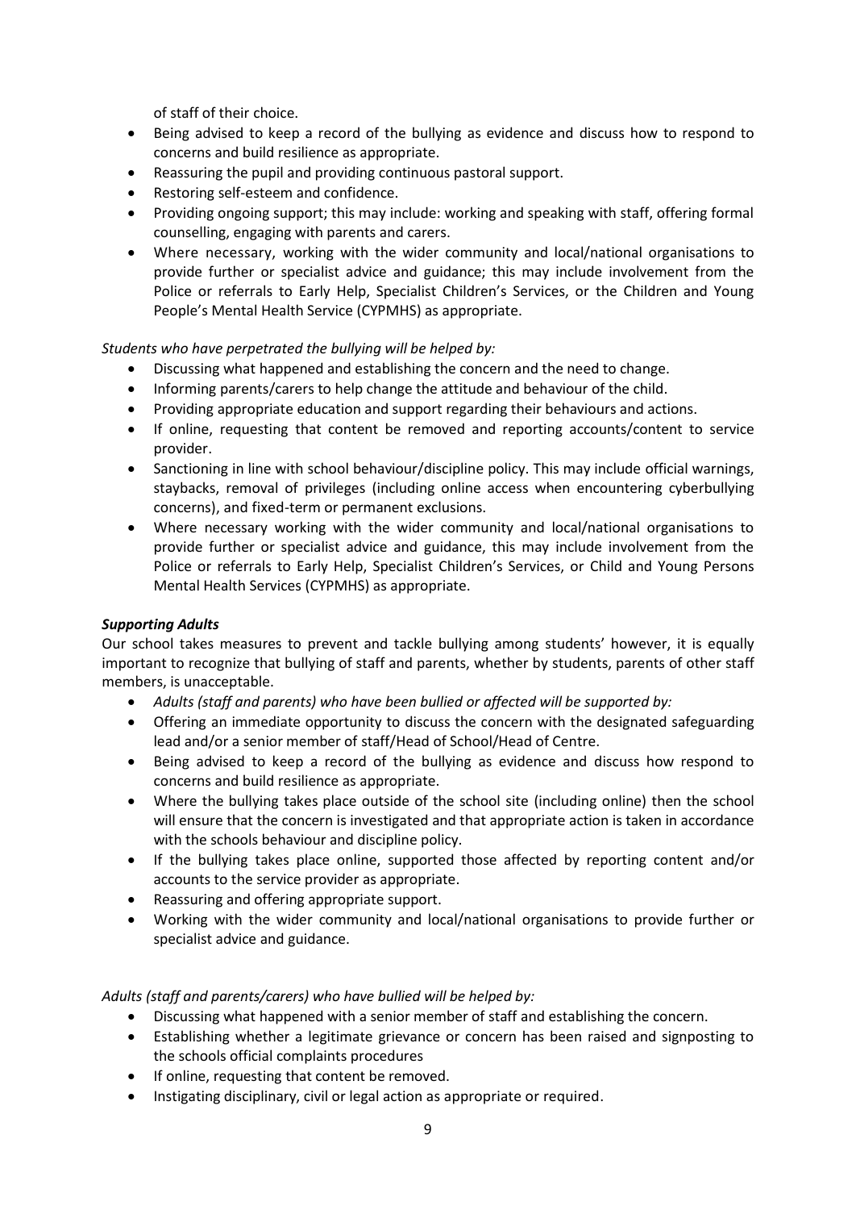of staff of their choice.

- Being advised to keep a record of the bullying as evidence and discuss how to respond to concerns and build resilience as appropriate.
- Reassuring the pupil and providing continuous pastoral support.
- Restoring self-esteem and confidence.
- Providing ongoing support; this may include: working and speaking with staff, offering formal counselling, engaging with parents and carers.
- Where necessary, working with the wider community and local/national organisations to provide further or specialist advice and guidance; this may include involvement from the Police or referrals to Early Help, Specialist Children's Services, or the Children and Young People's Mental Health Service (CYPMHS) as appropriate.

*Students who have perpetrated the bullying will be helped by:*

- Discussing what happened and establishing the concern and the need to change.
- Informing parents/carers to help change the attitude and behaviour of the child.
- Providing appropriate education and support regarding their behaviours and actions.
- If online, requesting that content be removed and reporting accounts/content to service provider.
- Sanctioning in line with school behaviour/discipline policy. This may include official warnings, staybacks, removal of privileges (including online access when encountering cyberbullying concerns), and fixed-term or permanent exclusions.
- Where necessary working with the wider community and local/national organisations to provide further or specialist advice and guidance, this may include involvement from the Police or referrals to Early Help, Specialist Children's Services, or Child and Young Persons Mental Health Services (CYPMHS) as appropriate.

***Supporting Adults***

Our school takes measures to prevent and tackle bullying among students' however, it is equally important to recognize that bullying of staff and parents, whether by students, parents of other staff members, is unacceptable.

- *Adults (staff and parents) who have been bullied or affected will be supported by:*
- Offering an immediate opportunity to discuss the concern with the designated safeguarding lead and/or a senior member of staff/Head of School/Head of Centre.
- Being advised to keep a record of the bullying as evidence and discuss how respond to concerns and build resilience as appropriate.
- Where the bullying takes place outside of the school site (including online) then the school will ensure that the concern is investigated and that appropriate action is taken in accordance with the schools behaviour and discipline policy.
- If the bullying takes place online, supported those affected by reporting content and/or accounts to the service provider as appropriate.
- Reassuring and offering appropriate support.
- Working with the wider community and local/national organisations to provide further or specialist advice and guidance.

*Adults (staff and parents/carers) who have bullied will be helped by:*

- Discussing what happened with a senior member of staff and establishing the concern.
- Establishing whether a legitimate grievance or concern has been raised and signposting to the schools official complaints procedures
- If online, requesting that content be removed.
- Instigating disciplinary, civil or legal action as appropriate or required.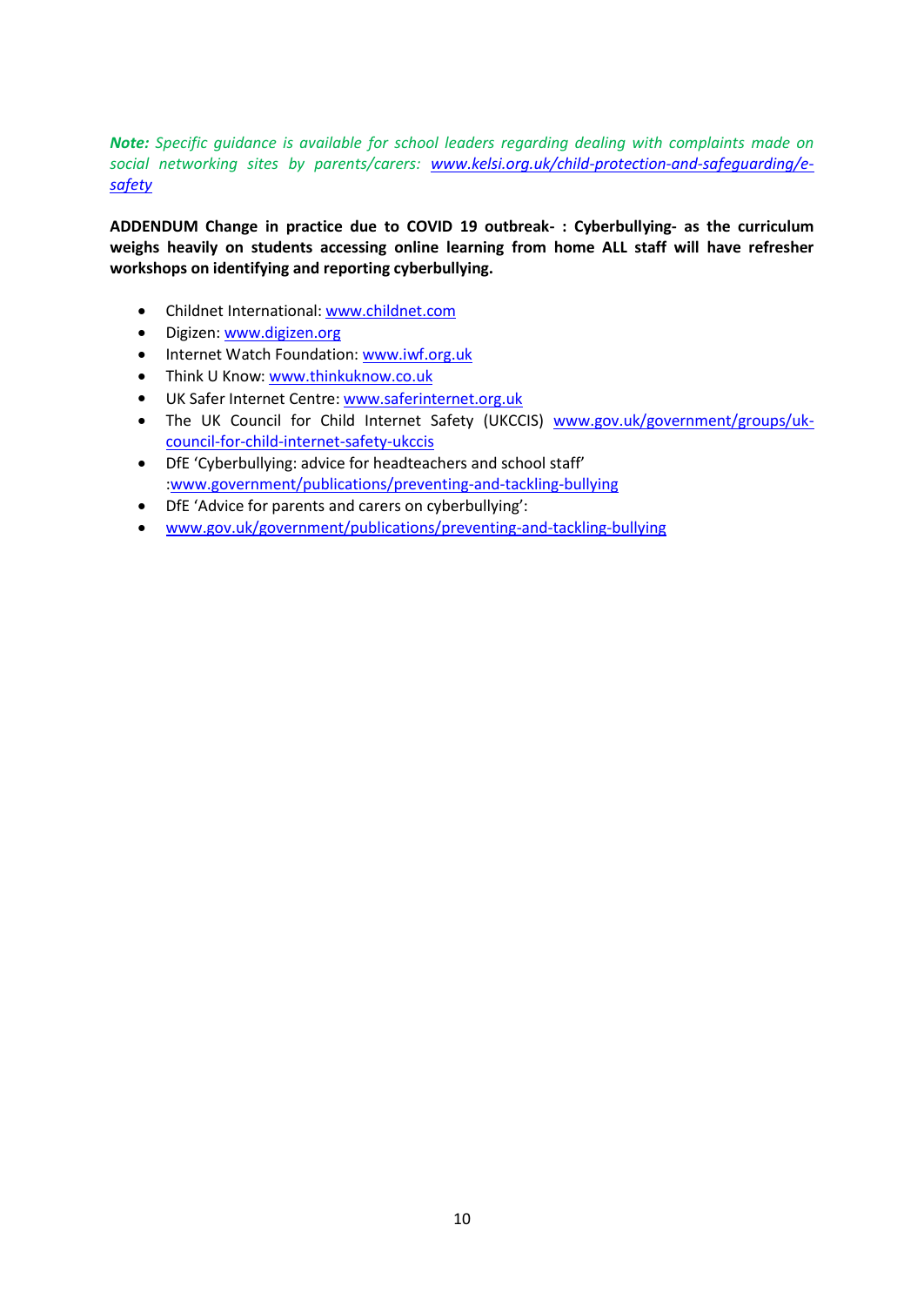***Note:*** *Specific guidance is available for school leaders regarding dealing with complaints made on social networking sites by parents/carers: [www.kelsi.org.uk/child-protection-and-safeguarding/e-safety](www.kelsi.org.uk/child-protection-and-safeguarding/e-safety)*

**ADDENDUM Change in practice due to COVID 19 outbreak- : Cyberbullying- as the curriculum weighs heavily on students accessing online learning from home ALL staff will have refresher workshops on identifying and reporting cyberbullying.**

- Childnet International: www.childnet.com
- Digizen: www.digizen.org
- Internet Watch Foundation: www.iwf.org.uk
- Think U Know: www.thinkuknow.co.uk
- UK Safer Internet Centre: www.saferinternet.org.uk
- The UK Council for Child Internet Safety (UKCCIS) www.gov.uk/government/groups/uk-council-for-child-internet-safety-ukccis
- DfE 'Cyberbullying: advice for headteachers and school staff' :www.government/publications/preventing-and-tackling-bullying
- DfE 'Advice for parents and carers on cyberbullying':
- www.gov.uk/government/publications/preventing-and-tackling-bullying